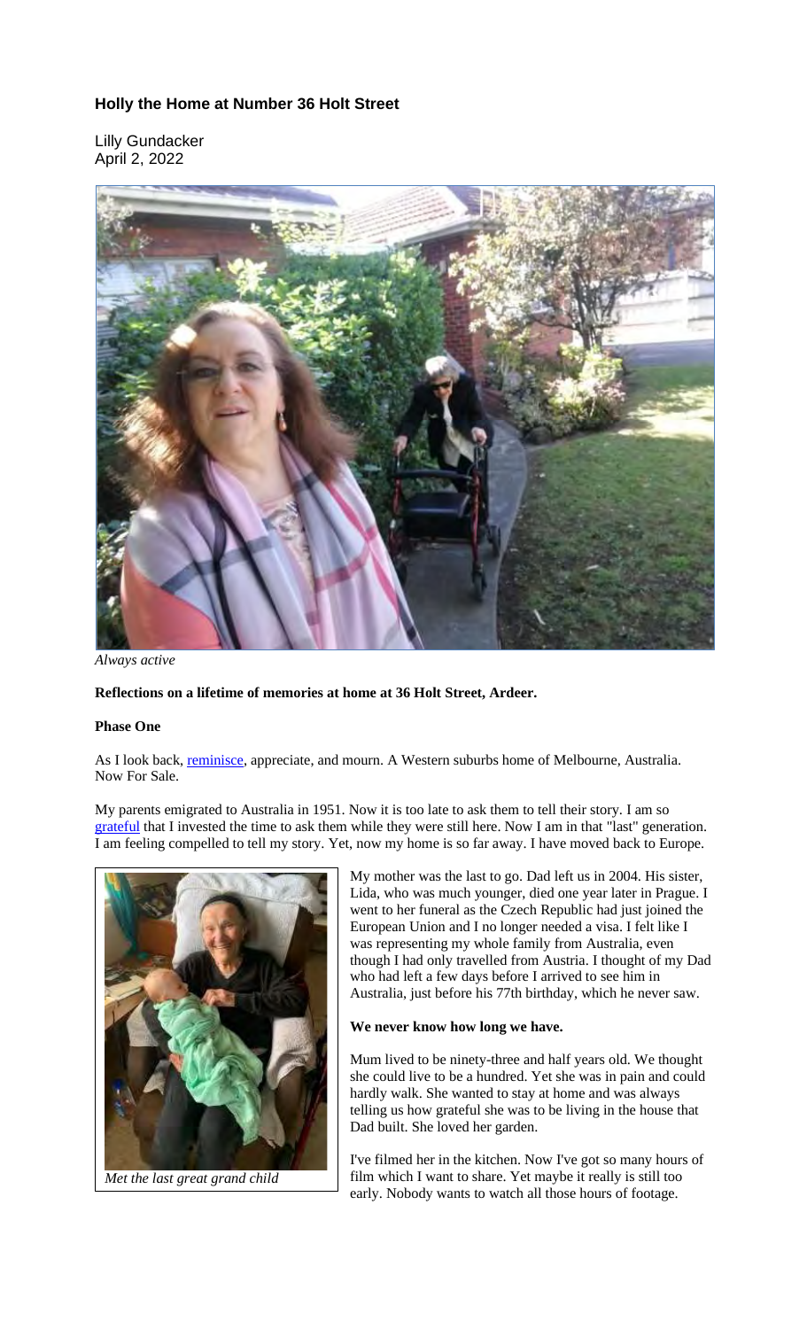## Holly the Home at Number 36 Holt Street

Lilly Gundacker
April 2, 2022

*Always active*

**Reflections on a lifetime of memories at home at 36 Holt Street, Ardeer.**

**Phase One**

As I look back, reminisce, appreciate, and mourn. A Western suburbs home of Melbourne, Australia. Now For Sale.

My parents emigrated to Australia in 1951. Now it is too late to ask them to tell their story. I am so grateful that I invested the time to ask them while they were still here. Now I am in that "last" generation. I am feeling compelled to tell my story. Yet, now my home is so far away. I have moved back to Europe.

*Met the last great grand child*

My mother was the last to go. Dad left us in 2004. His sister, Lida, who was much younger, died one year later in Prague. I went to her funeral as the Czech Republic had just joined the European Union and I no longer needed a visa. I felt like I was representing my whole family from Australia, even though I had only travelled from Austria. I thought of my Dad who had left a few days before I arrived to see him in Australia, just before his 77th birthday, which he never saw.

**We never know how long we have.**

Mum lived to be ninety-three and half years old. We thought she could live to be a hundred. Yet she was in pain and could hardly walk. She wanted to stay at home and was always telling us how grateful she was to be living in the house that Dad built. She loved her garden.

I've filmed her in the kitchen. Now I've got so many hours of film which I want to share. Yet maybe it really is still too early. Nobody wants to watch all those hours of footage.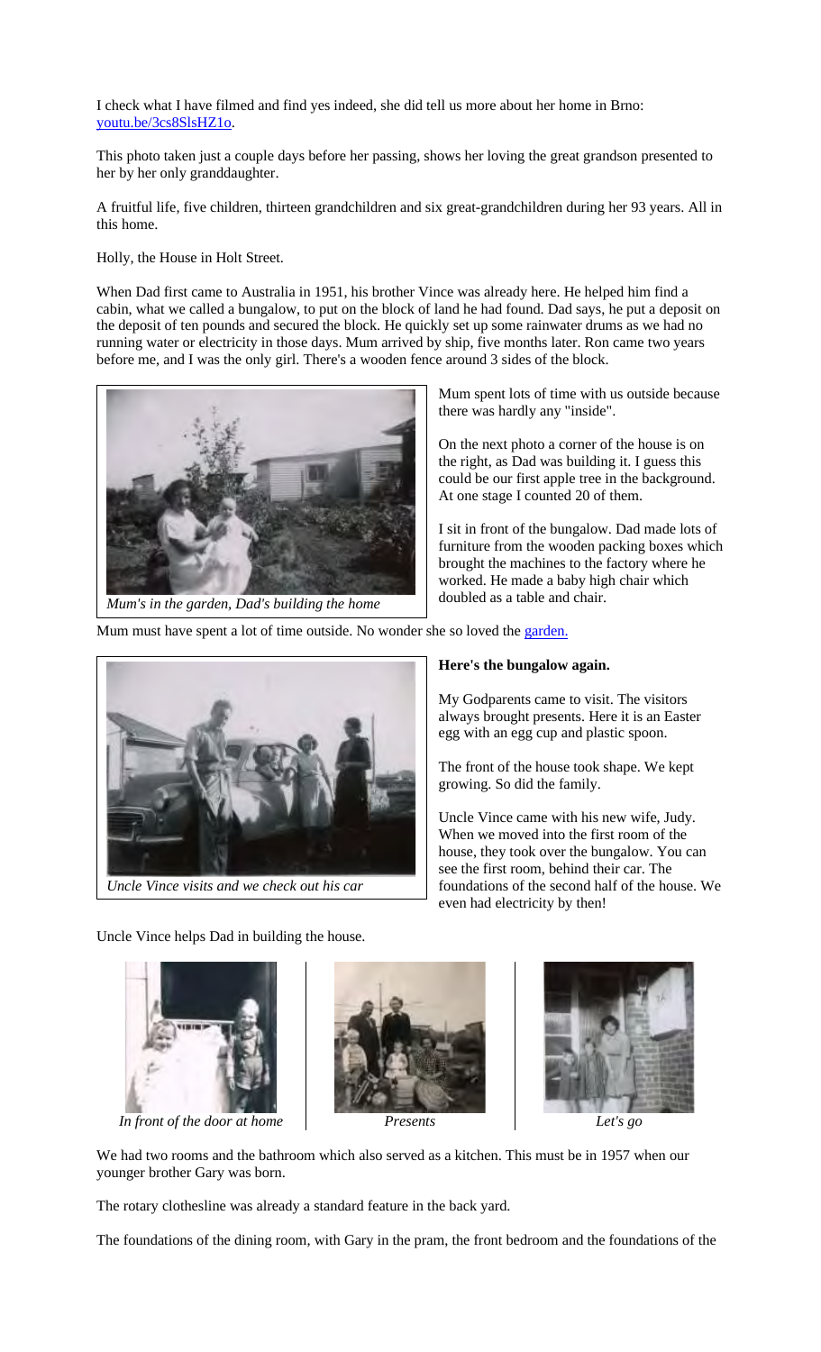I check what I have filmed and find yes indeed, she did tell us more about her home in Brno: [youtu.be/3cs8SlsHZ1o](https://youtu.be/3cs8SlsHZ1o).

This photo taken just a couple days before her passing, shows her loving the great grandson presented to her by her only granddaughter.

A fruitful life, five children, thirteen grandchildren and six great-grandchildren during her 93 years. All in this home.

Holly, the House in Holt Street.

When Dad first came to Australia in 1951, his brother Vince was already here. He helped him find a cabin, what we called a bungalow, to put on the block of land he had found. Dad says, he put a deposit on the deposit of ten pounds and secured the block. He quickly set up some rainwater drums as we had no running water or electricity in those days. Mum arrived by ship, five months later. Ron came two years before me, and I was the only girl. There's a wooden fence around 3 sides of the block.

*Mum's in the garden, Dad's building the home*

Mum spent lots of time with us outside because there was hardly any "inside".

On the next photo a corner of the house is on the right, as Dad was building it. I guess this could be our first apple tree in the background. At one stage I counted 20 of them.

I sit in front of the bungalow. Dad made lots of furniture from the wooden packing boxes which brought the machines to the factory where he worked. He made a baby high chair which doubled as a table and chair.

Mum must have spent a lot of time outside. No wonder she so loved the garden.

*Uncle Vince visits and we check out his car*

**Here's the bungalow again.**

My Godparents came to visit. The visitors always brought presents. Here it is an Easter egg with an egg cup and plastic spoon.

The front of the house took shape. We kept growing. So did the family.

Uncle Vince came with his new wife, Judy. When we moved into the first room of the house, they took over the bungalow. You can see the first room, behind their car. The foundations of the second half of the house. We even had electricity by then!

Uncle Vince helps Dad in building the house.

*In front of the door at home*

*Presents*

*Let's go*

We had two rooms and the bathroom which also served as a kitchen. This must be in 1957 when our younger brother Gary was born.

The rotary clothesline was already a standard feature in the back yard.

The foundations of the dining room, with Gary in the pram, the front bedroom and the foundations of the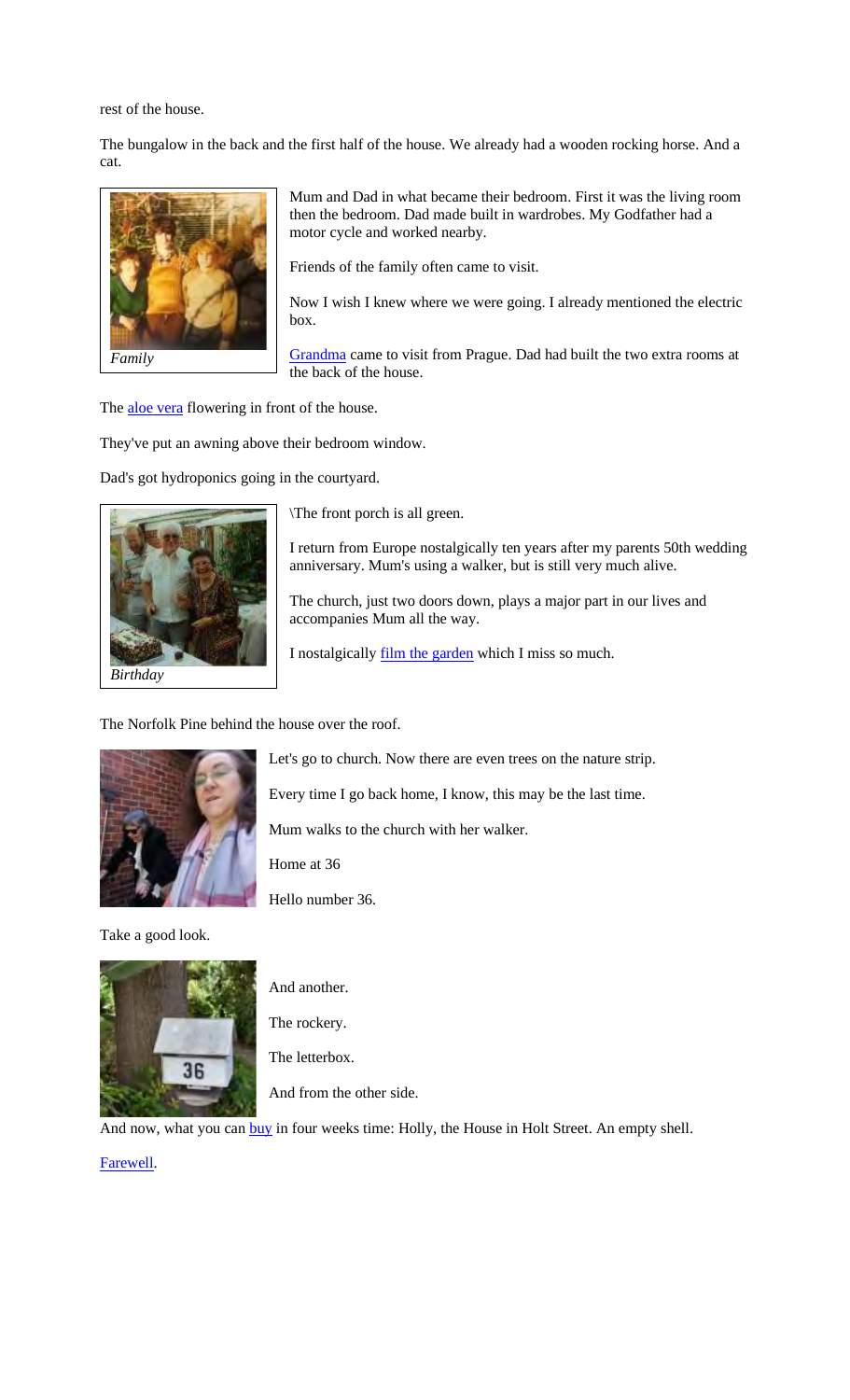rest of the house.

The bungalow in the back and the first half of the house. We already had a wooden rocking horse. And a cat.

*Family*

Mum and Dad in what became their bedroom. First it was the living room then the bedroom. Dad made built in wardrobes. My Godfather had a motor cycle and worked nearby.

Friends of the family often came to visit.

Now I wish I knew where we were going. I already mentioned the electric box.

[Grandma]() came to visit from Prague. Dad had built the two extra rooms at the back of the house.

The [aloe vera]() flowering in front of the house.

They've put an awning above their bedroom window.

Dad's got hydroponics going in the courtyard.

*Birthday*

\The front porch is all green.

I return from Europe nostalgically ten years after my parents 50th wedding anniversary. Mum's using a walker, but is still very much alive.

The church, just two doors down, plays a major part in our lives and accompanies Mum all the way.

I nostalgically [film the garden]() which I miss so much.

The Norfolk Pine behind the house over the roof.

Let's go to church. Now there are even trees on the nature strip.

Every time I go back home, I know, this may be the last time.

Mum walks to the church with her walker.

Home at 36

Hello number 36.

Take a good look.

And another.

The rockery.

The letterbox.

And from the other side.

And now, what you can [buy]() in four weeks time: Holly, the House in Holt Street. An empty shell.

[Farewell]().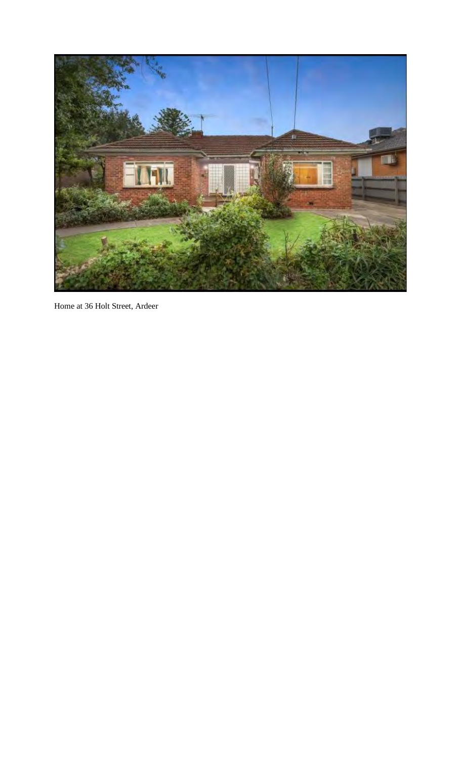Home at 36 Holt Street, Ardeer